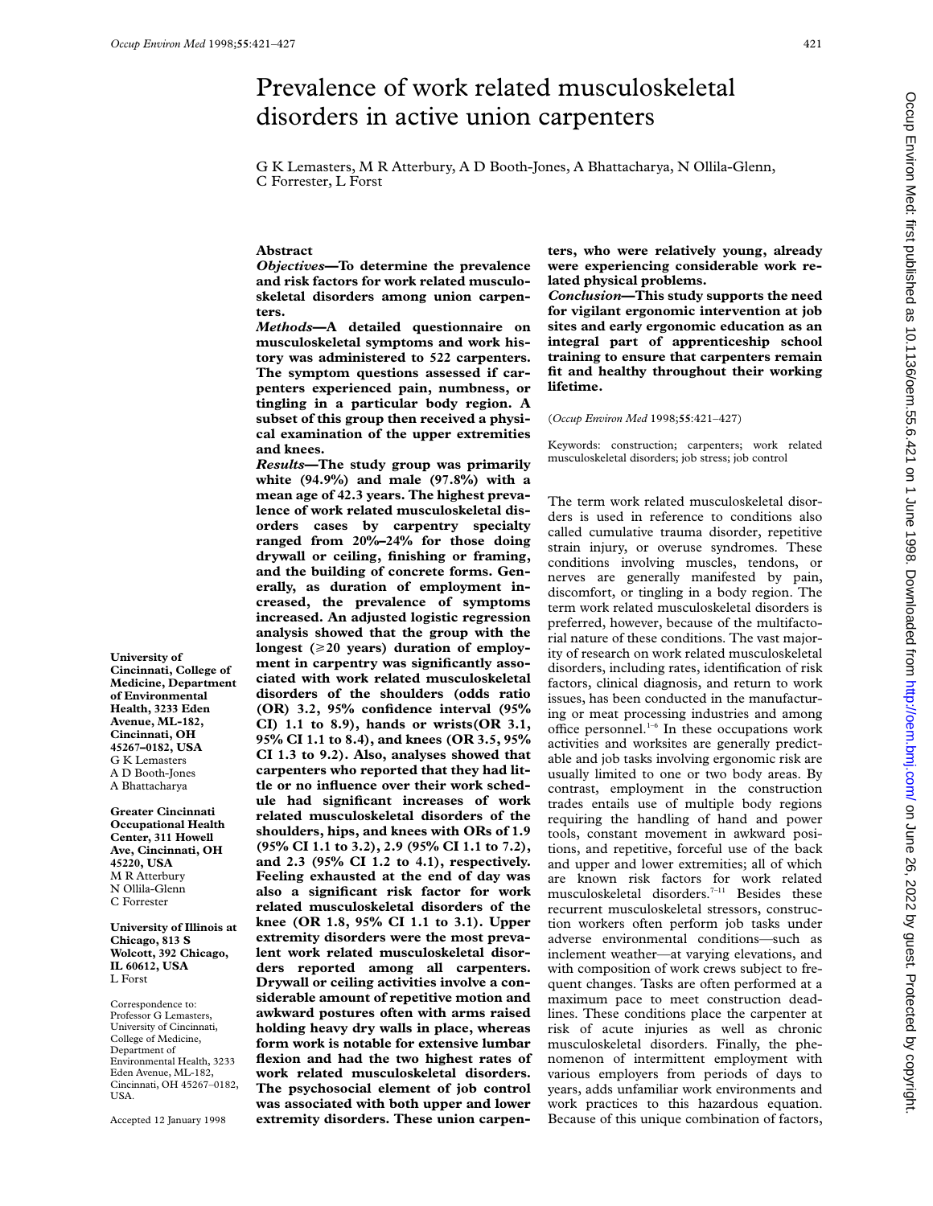# Prevalence of work related musculoskeletal disorders in active union carpenters

G K Lemasters, M R Atterbury, A D Booth-Jones, A Bhattacharya, N Ollila-Glenn, C Forrester, L Forst

University of Cincinnati, College of Medicine, Department of Environmental Health, 3233 Eden Avenue, ML-182, Cincinnati, OH 45267–0182, USA
G K Lemasters
A D Booth-Jones
A Bhattacharya

Greater Cincinnati Occupational Health Center, 311 Howell Ave, Cincinnati, OH 45220, USA
M R Atterbury
N Ollila-Glenn
C Forrester

University of Illinois at Chicago, 813 S Wolcott, 392 Chicago, IL 60612, USA
L Forst

Correspondence to: Professor G Lemasters, University of Cincinnati, College of Medicine, Department of Environmental Health, 3233 Eden Avenue, ML-182, Cincinnati, OH 45267–0182, USA.

Accepted 12 January 1998

## Abstract

**_Objectives_—To determine the prevalence and risk factors for work related musculoskeletal disorders among union carpenters.**

**_Methods_—A detailed questionnaire on musculoskeletal symptoms and work history was administered to 522 carpenters. The symptom questions assessed if carpenters experienced pain, numbness, or tingling in a particular body region. A subset of this group then received a physical examination of the upper extremities and knees.**

**_Results_—The study group was primarily white (94.9%) and male (97.8%) with a mean age of 42.3 years. The highest prevalence of work related musculoskeletal disorders cases by carpentry specialty ranged from 20%–24% for those doing drywall or ceiling, finishing or framing, and the building of concrete forms. Generally, as duration of employment increased, the prevalence of symptoms increased. An adjusted logistic regression analysis showed that the group with the longest (⩾20 years) duration of employment in carpentry was significantly associated with work related musculoskeletal disorders of the shoulders (odds ratio (OR) 3.2, 95% confidence interval (95% CI) 1.1 to 8.9), hands or wrists(OR 3.1, 95% CI 1.1 to 8.4), and knees (OR 3.5, 95% CI 1.3 to 9.2). Also, analyses showed that carpenters who reported that they had little or no influence over their work schedule had significant increases of work related musculoskeletal disorders of the shoulders, hips, and knees with ORs of 1.9 (95% CI 1.1 to 3.2), 2.9 (95% CI 1.1 to 7.2), and 2.3 (95% CI 1.2 to 4.1), respectively. Feeling exhausted at the end of day was also a significant risk factor for work related musculoskeletal disorders of the knee (OR 1.8, 95% CI 1.1 to 3.1). Upper extremity disorders were the most prevalent work related musculoskeletal disorders reported among all carpenters. Drywall or ceiling activities involve a considerable amount of repetitive motion and awkward postures often with arms raised holding heavy dry walls in place, whereas form work is notable for extensive lumbar flexion and had the two highest rates of work related musculoskeletal disorders. The psychosocial element of job control was associated with both upper and lower extremity disorders. These union carpenters, who were relatively young, already were experiencing considerable work related physical problems.**

**_Conclusion_—This study supports the need for vigilant ergonomic intervention at job sites and early ergonomic education as an integral part of apprenticeship school training to ensure that carpenters remain fit and healthy throughout their working lifetime.**

(*Occup Environ Med* 1998;**55**:421–427)

Keywords: construction; carpenters; work related musculoskeletal disorders; job stress; job control

The term work related musculoskeletal disorders is used in reference to conditions also called cumulative trauma disorder, repetitive strain injury, or overuse syndromes. These conditions involving muscles, tendons, or nerves are generally manifested by pain, discomfort, or tingling in a body region. The term work related musculoskeletal disorders is preferred, however, because of the multifactorial nature of these conditions. The vast majority of research on work related musculoskeletal disorders, including rates, identification of risk factors, clinical diagnosis, and return to work issues, has been conducted in the manufacturing or meat processing industries and among office personnel.[1–6] In these occupations work activities and worksites are generally predictable and job tasks involving ergonomic risk are usually limited to one or two body areas. By contrast, employment in the construction trades entails use of multiple body regions requiring the handling of hand and power tools, constant movement in awkward positions, and repetitive, forceful use of the back and upper and lower extremities; all of which are known risk factors for work related musculoskeletal disorders.[7–11] Besides these recurrent musculoskeletal stressors, construction workers often perform job tasks under adverse environmental conditions—such as inclement weather—at varying elevations, and with composition of work crews subject to frequent changes. Tasks are often performed at a maximum pace to meet construction deadlines. These conditions place the carpenter at risk of acute injuries as well as chronic musculoskeletal disorders. Finally, the phenomenon of intermittent employment with various employers from periods of days to years, adds unfamiliar work environments and work practices to this hazardous equation. Because of this unique combination of factors,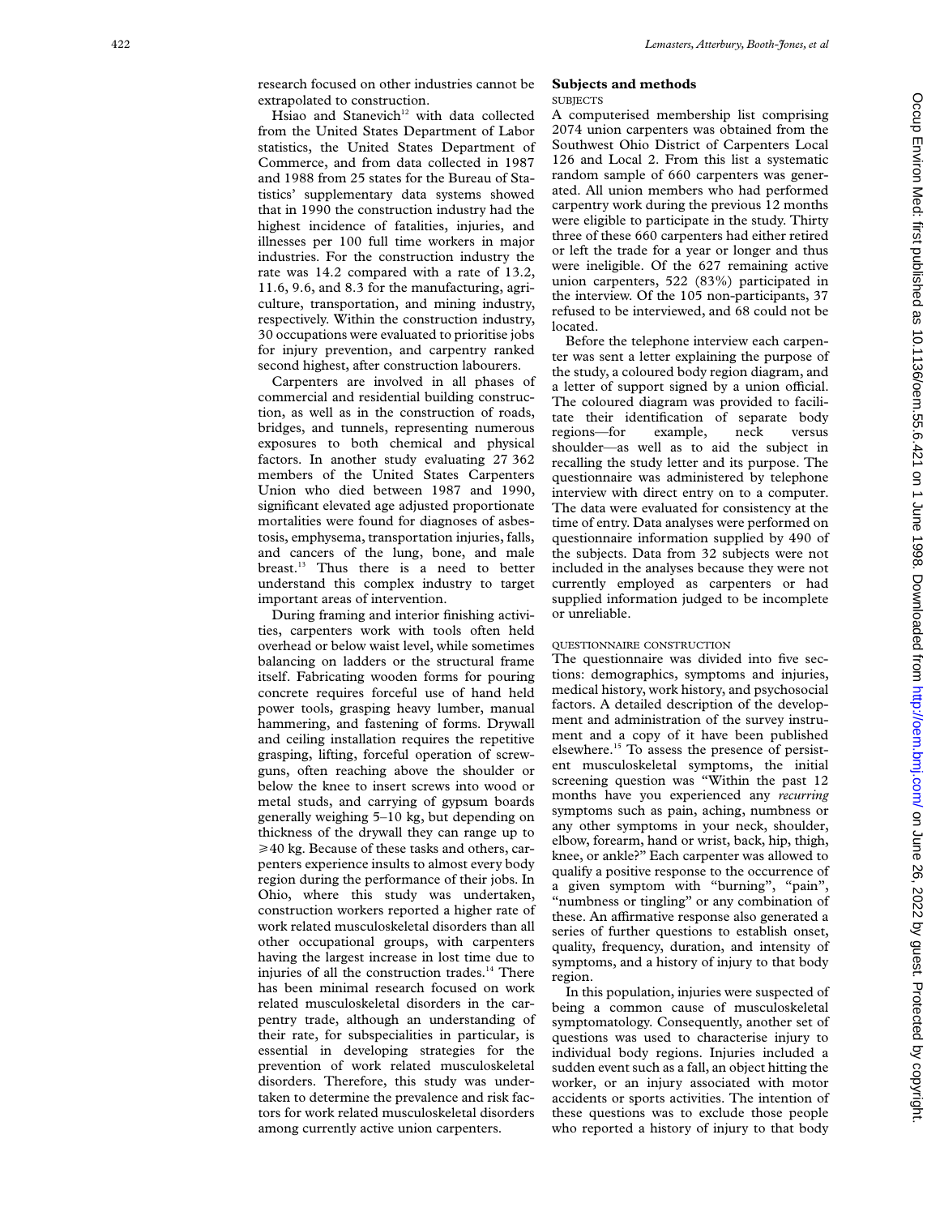research focused on other industries cannot be extrapolated to construction.

Hsiao and Stanevich[12] with data collected from the United States Department of Labor statistics, the United States Department of Commerce, and from data collected in 1987 and 1988 from 25 states for the Bureau of Statistics' supplementary data systems showed that in 1990 the construction industry had the highest incidence of fatalities, injuries, and illnesses per 100 full time workers in major industries. For the construction industry the rate was 14.2 compared with a rate of 13.2, 11.6, 9.6, and 8.3 for the manufacturing, agriculture, transportation, and mining industries, respectively. Within the construction industry, 30 occupations were evaluated to prioritise jobs for injury prevention, and carpentry ranked second highest, after construction labourers.

Carpenters are involved in all phases of commercial and residential building construction, as well as in the construction of roads, bridges, and tunnels, representing numerous exposures to both chemical and physical factors. In another study evaluating 27 362 members of the United States Carpenters Union who died between 1987 and 1990, significant elevated age adjusted proportionate mortalities were found for diagnoses of asbestosis, emphysema, transportation injuries, falls, and cancers of the lung, bone, and male breast.[13] Thus there is a need to better understand this complex industry to target important areas of intervention.

During framing and interior finishing activities, carpenters work with tools often held overhead or below waist level, while sometimes balancing on ladders or the structural frame itself. Fabricating wooden forms for pouring concrete requires forceful use of hand held power tools, grasping heavy lumber, manual hammering, and fastening of forms. Drywall and ceiling installation requires the repetitive grasping, lifting, forceful operation of screwguns, often reaching above the shoulder or below the knee to insert screws into wood or metal studs, and carrying of gypsum boards generally weighing 5–10 kg, but depending on thickness of the drywall they can range up to ⩾40 kg. Because of these tasks and others, carpenters experience insults to almost every body region during the performance of their jobs. In Ohio, where this study was undertaken, construction workers reported a higher rate of work related musculoskeletal disorders than all other occupational groups, with carpenters having the largest increase in lost time due to injuries of all the construction trades.[14] There has been minimal research focused on work related musculoskeletal disorders in the carpentry trade, although an understanding of their rate, for subspecialities in particular, is essential in developing strategies for the prevention of work related musculoskeletal disorders. Therefore, this study was undertaken to determine the prevalence and risk factors for work related musculoskeletal disorders among currently active union carpenters.

## Subjects and methods

### SUBJECTS

A computerised membership list comprising 2074 union carpenters was obtained from the Southwest Ohio District of Carpenters Local 126 and Local 2. From this list a systematic random sample of 660 carpenters was generated. All union members who had performed carpentry work during the previous 12 months were eligible to participate in the study. Thirty three of these 660 carpenters had either retired or left the trade for a year or longer and thus were ineligible. Of the 627 remaining active union carpenters, 522 (83%) participated in the interview. Of the 105 non-participants, 37 refused to be interviewed, and 68 could not be located.

Before the telephone interview each carpenter was sent a letter explaining the purpose of the study, a coloured body region diagram, and a letter of support signed by a union official. The coloured diagram was provided to facilitate their identification of separate body regions—for example, neck versus shoulder—as well as to aid the subject in recalling the study letter and its purpose. The questionnaire was administered by telephone interview with direct entry on to a computer. The data were evaluated for consistency at the time of entry. Data analyses were performed on questionnaire information supplied by 490 of the subjects. Data from 32 subjects were not included in the analyses because they were not currently employed as carpenters or had supplied information judged to be incomplete or unreliable.

### QUESTIONNAIRE CONSTRUCTION

The questionnaire was divided into five sections: demographics, symptoms and injuries, medical history, work history, and psychosocial factors. A detailed description of the development and administration of the survey instrument and a copy of it have been published elsewhere.[15] To assess the presence of persistent musculoskeletal symptoms, the initial screening question was "Within the past 12 months have you experienced any *recurring* symptoms such as pain, aching, numbness or any other symptoms in your neck, shoulder, elbow, forearm, hand or wrist, back, hip, thigh, knee, or ankle?" Each carpenter was allowed to qualify a positive response to the occurrence of a given symptom with "burning", "pain", "numbness or tingling" or any combination of these. An affirmative response also generated a series of further questions to establish onset, quality, frequency, duration, and intensity of symptoms, and a history of injury to that body region.

In this population, injuries were suspected of being a common cause of musculoskeletal symptomatology. Consequently, another set of questions was used to characterise injury to individual body regions. Injuries included a sudden event such as a fall, an object hitting the worker, or an injury associated with motor accidents or sports activities. The intention of these questions was to exclude those people who reported a history of injury to that body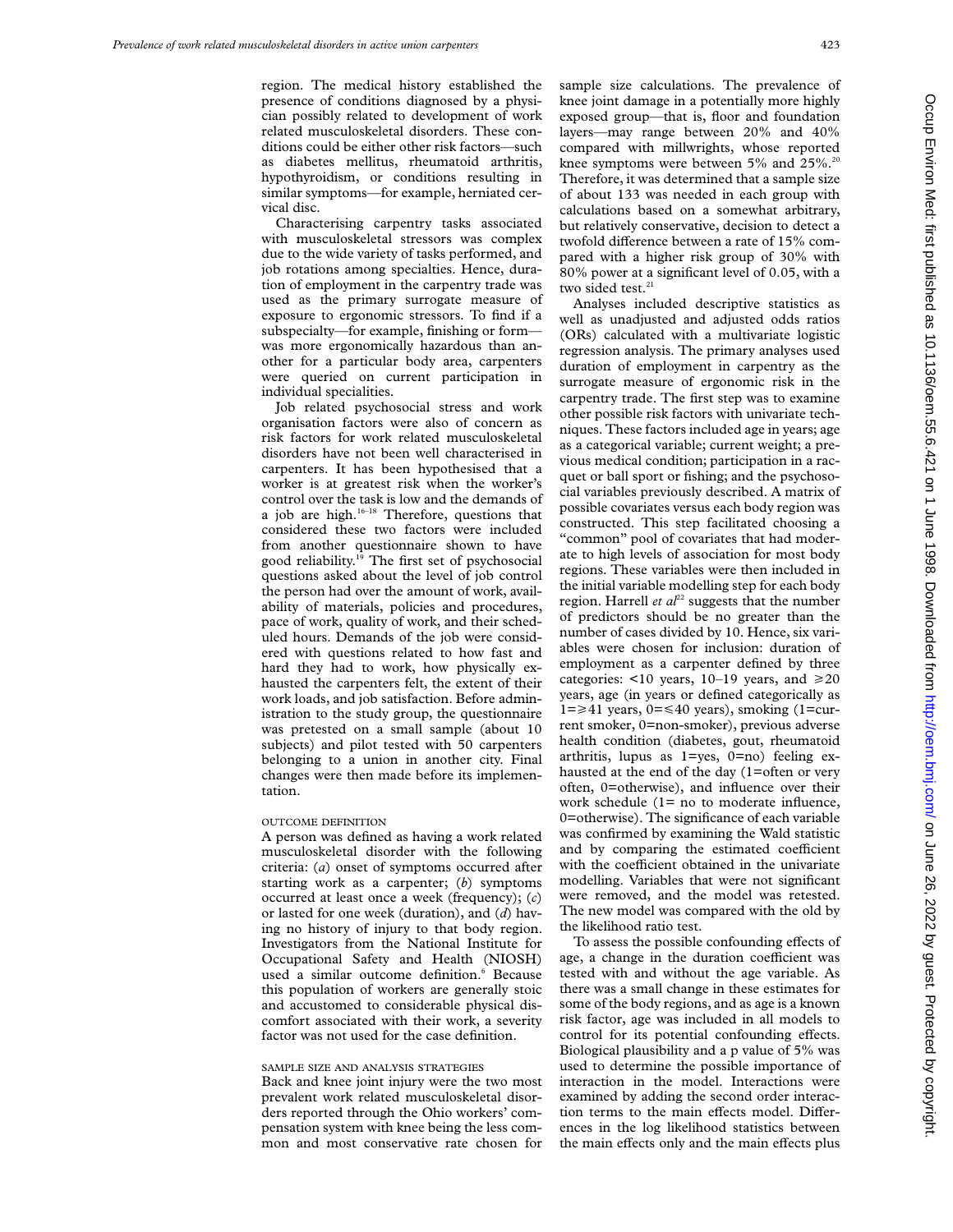region. The medical history established the presence of conditions diagnosed by a physician possibly related to development of work related musculoskeletal disorders. These conditions could be either other risk factors—such as diabetes mellitus, rheumatoid arthritis, hypothyroidism, or conditions resulting in similar symptoms—for example, herniated cervical disc.

Characterising carpentry tasks associated with musculoskeletal stressors was complex due to the wide variety of tasks performed, and job rotations among specialties. Hence, duration of employment in the carpentry trade was used as the primary surrogate measure of exposure to ergonomic stressors. To find if a subspecialty—for example, finishing or form—was more ergonomically hazardous than another for a particular body area, carpenters were queried on current participation in individual specialities.

Job related psychosocial stress and work organisation factors were also of concern as risk factors for work related musculoskeletal disorders have not been well characterised in carpenters. It has been hypothesised that a worker is at greatest risk when the worker's control over the task is low and the demands of a job are high.[16–18] Therefore, questions that considered these two factors were included from another questionnaire shown to have good reliability.[19] The first set of psychosocial questions asked about the level of job control the person had over the amount of work, availability of materials, policies and procedures, pace of work, quality of work, and their scheduled hours. Demands of the job were considered with questions related to how fast and hard they had to work, how physically exhausted the carpenters felt, the extent of their work loads, and job satisfaction. Before administration to the study group, the questionnaire was pretested on a small sample (about 10 subjects) and pilot tested with 50 carpenters belonging to a union in another city. Final changes were then made before its implementation.

### OUTCOME DEFINITION

A person was defined as having a work related musculoskeletal disorder with the following criteria: (*a*) onset of symptoms occurred after starting work as a carpenter; (*b*) symptoms occurred at least once a week (frequency); (*c*) or lasted for one week (duration), and (*d*) having no history of injury to that body region. Investigators from the National Institute for Occupational Safety and Health (NIOSH) used a similar outcome definition.[6] Because this population of workers are generally stoic and accustomed to considerable physical discomfort associated with their work, a severity factor was not used for the case definition.

### SAMPLE SIZE AND ANALYSIS STRATEGIES

Back and knee joint injury were the two most prevalent work related musculoskeletal disorders reported through the Ohio workers' compensation system with knee being the less common and most conservative rate chosen for sample size calculations. The prevalence of knee joint damage in a potentially more highly exposed group—that is, floor and foundation layers—may range between 20% and 40% compared with millwrights, whose reported knee symptoms were between 5% and 25%.[20] Therefore, it was determined that a sample size of about 133 was needed in each group with calculations based on a somewhat arbitrary, but relatively conservative, decision to detect a twofold difference between a rate of 15% compared with a higher risk group of 30% with 80% power at a significant level of 0.05, with a two sided test.[21]

Analyses included descriptive statistics as well as unadjusted and adjusted odds ratios (ORs) calculated with a multivariate logistic regression analysis. The primary analyses used duration of employment in carpentry as the surrogate measure of ergonomic risk in the carpentry trade. The first step was to examine other possible risk factors with univariate techniques. These factors included age in years; age as a categorical variable; current weight; a previous medical condition; participation in a racquet or ball sport or fishing; and the psychosocial variables previously described. A matrix of possible covariates versus each body region was constructed. This step facilitated choosing a "common" pool of covariates that had moderate to high levels of association for most body regions. These variables were then included in the initial variable modelling step for each body region. Harrell *et al*[22] suggests that the number of predictors should be no greater than the number of cases divided by 10. Hence, six variables were chosen for inclusion: duration of employment as a carpenter defined by three categories: <10 years, 10–19 years, and ⩾20 years, age (in years or defined categorically as 1=⩾41 years, 0=⩽40 years), smoking (1=current smoker, 0=non-smoker), previous adverse health condition (diabetes, gout, rheumatoid arthritis, lupus as 1=yes, 0=no) feeling exhausted at the end of the day (1=often or very often, 0=otherwise), and influence over their work schedule (1= no to moderate influence, 0=otherwise). The significance of each variable was confirmed by examining the Wald statistic and by comparing the estimated coefficient with the coefficient obtained in the univariate modelling. Variables that were not significant were removed, and the model was retested. The new model was compared with the old by the likelihood ratio test.

To assess the possible confounding effects of age, a change in the duration coefficient was tested with and without the age variable. As there was a small change in these estimates for some of the body regions, and as age is a known risk factor, age was included in all models to control for its potential confounding effects. Biological plausibility and a p value of 5% was used to determine the possible importance of interaction in the model. Interactions were examined by adding the second order interaction terms to the main effects model. Differences in the log likelihood statistics between the main effects only and the main effects plus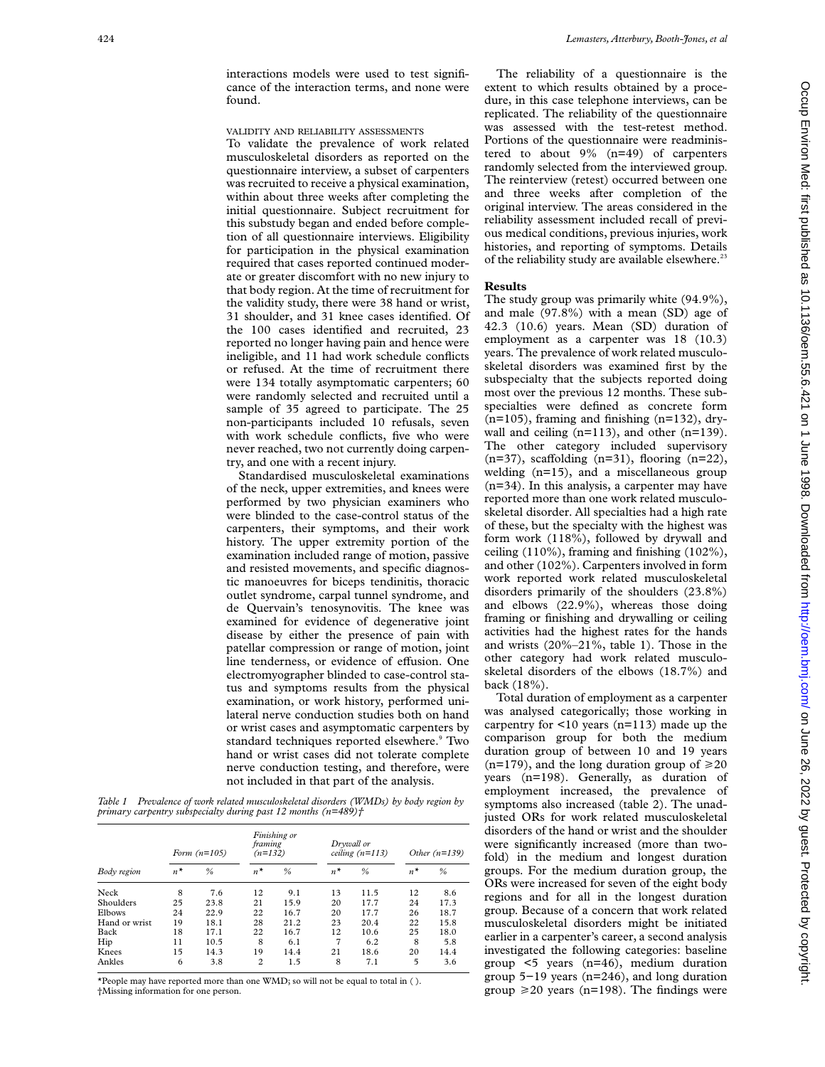interactions models were used to test significance of the interaction terms, and none were found.

### VALIDITY AND RELIABILITY ASSESSMENTS

To validate the prevalence of work related musculoskeletal disorders as reported on the questionnaire interview, a subset of carpenters was recruited to receive a physical examination, within about three weeks after completing the initial questionnaire. Subject recruitment for this substudy began and ended before completion of all questionnaire interviews. Eligibility for participation in the physical examination required that cases reported continued moderate or greater discomfort with no new injury to that body region. At the time of recruitment for the validity study, there were 38 hand or wrist, 31 shoulder, and 31 knee cases identified. Of the 100 cases identified and recruited, 23 reported no longer having pain and hence were ineligible, and 11 had work schedule conflicts or refused. At the time of recruitment there were 134 totally asymptomatic carpenters; 60 were randomly selected and recruited until a sample of 35 agreed to participate. The 25 non-participants included 10 refusals, seven with work schedule conflicts, five who were never reached, two not currently doing carpentry, and one with a recent injury.

Standardised musculoskeletal examinations of the neck, upper extremities, and knees were performed by two physician examiners who were blinded to the case-control status of the carpenters, their symptoms, and their work history. The upper extremity portion of the examination included range of motion, passive and resisted movements, and specific diagnostic manoeuvres for biceps tendinitis, thoracic outlet syndrome, carpal tunnel syndrome, and de Quervain's tenosynovitis. The knee was examined for evidence of degenerative joint disease by either the presence of pain with patellar compression or range of motion, joint line tenderness, or evidence of effusion. One electromyographer blinded to case-control status and symptoms results from the physical examination, or work history, performed unilateral nerve conduction studies both on hand or wrist cases and asymptomatic carpenters by standard techniques reported elsewhere.[9] Two hand or wrist cases did not tolerate complete nerve conduction testing, and therefore, were not included in that part of the analysis.

The reliability of a questionnaire is the extent to which results obtained by a procedure, in this case telephone interviews, can be replicated. The reliability of the questionnaire was assessed with the test-retest method. Portions of the questionnaire were readministered to about 9% (n=49) of carpenters randomly selected from the interviewed group. The reinterview (retest) occurred between one and three weeks after completion of the original interview. The areas considered in the reliability assessment included recall of previous medical conditions, previous injuries, work histories, and reporting of symptoms. Details of the reliability study are available elsewhere.[23]

## Results

The study group was primarily white (94.9%), and male (97.8%) with a mean (SD) age of 42.3 (10.6) years. Mean (SD) duration of employment as a carpenter was 18 (10.3) years. The prevalence of work related musculoskeletal disorders was examined first by the subspecialty that the subjects reported doing most over the previous 12 months. These subspecialties were defined as concrete form (n=105), framing and finishing (n=132), drywall and ceiling (n=113), and other (n=139). The other category included supervisory (n=37), scaffolding (n=31), flooring (n=22), welding (n=15), and a miscellaneous group (n=34). In this analysis, a carpenter may have reported more than one work related musculoskeletal disorder. All specialties had a high rate of these, but the specialty with the highest was form work (118%), followed by drywall and ceiling (110%), framing and finishing (102%), and other (102%). Carpenters involved in form work reported work related musculoskeletal disorders primarily of the shoulders (23.8%) and elbows (22.9%), whereas those doing framing or finishing and drywalling or ceiling activities had the highest rates for the hands and wrists (20%–21%, table 1). Those in the other category had work related musculoskeletal disorders of the elbows (18.7%) and back (18%).

Total duration of employment as a carpenter was analysed categorically; those working in carpentry for <10 years (n=113) made up the comparison group for both the medium duration group of between 10 and 19 years (n=179), and the long duration group of ⩾20 years (n=198). Generally, as duration of employment increased, the prevalence of symptoms also increased (table 2). The unadjusted ORs for work related musculoskeletal disorders of the hand or wrist and the shoulder were significantly increased (more than twofold) in the medium and longest duration groups. For the medium duration group, the ORs were increased for seven of the eight body regions and for all in the longest duration group. Because of a concern that work related musculoskeletal disorders might be initiated earlier in a carpenter's career, a second analysis investigated the following categories: baseline group <5 years (n=46), medium duration group 5–19 years (n=246), and long duration group ⩾20 years (n=198). The findings were

*Table 1 Prevalence of work related musculoskeletal disorders (WMDs) by body region by primary carpentry subspecialty during past 12 months (n=489)†*

| | Form (n=105) | | Finishing or framing (n=132) | | Drywall or ceiling (n=113) | | Other (n=139) | |
|---|---|---|---|---|---|---|---|---|
| Body region | n* | % | n* | % | n* | % | n* | % |
| Neck | 8 | 7.6 | 12 | 9.1 | 13 | 11.5 | 12 | 8.6 |
| Shoulders | 25 | 23.8 | 21 | 15.9 | 20 | 17.7 | 24 | 17.3 |
| Elbows | 24 | 22.9 | 22 | 16.7 | 20 | 17.7 | 26 | 18.7 |
| Hand or wrist | 19 | 18.1 | 28 | 21.2 | 23 | 20.4 | 22 | 15.8 |
| Back | 18 | 17.1 | 22 | 16.7 | 12 | 10.6 | 25 | 18.0 |
| Hip | 11 | 10.5 | 8 | 6.1 | 7 | 6.2 | 8 | 5.8 |
| Knees | 15 | 14.3 | 19 | 14.4 | 21 | 18.6 | 20 | 14.4 |
| Ankles | 6 | 3.8 | 2 | 1.5 | 8 | 7.1 | 5 | 3.6 |

*People may have reported more than one WMD; so will not be equal to total in ( ).
†Missing information for one person.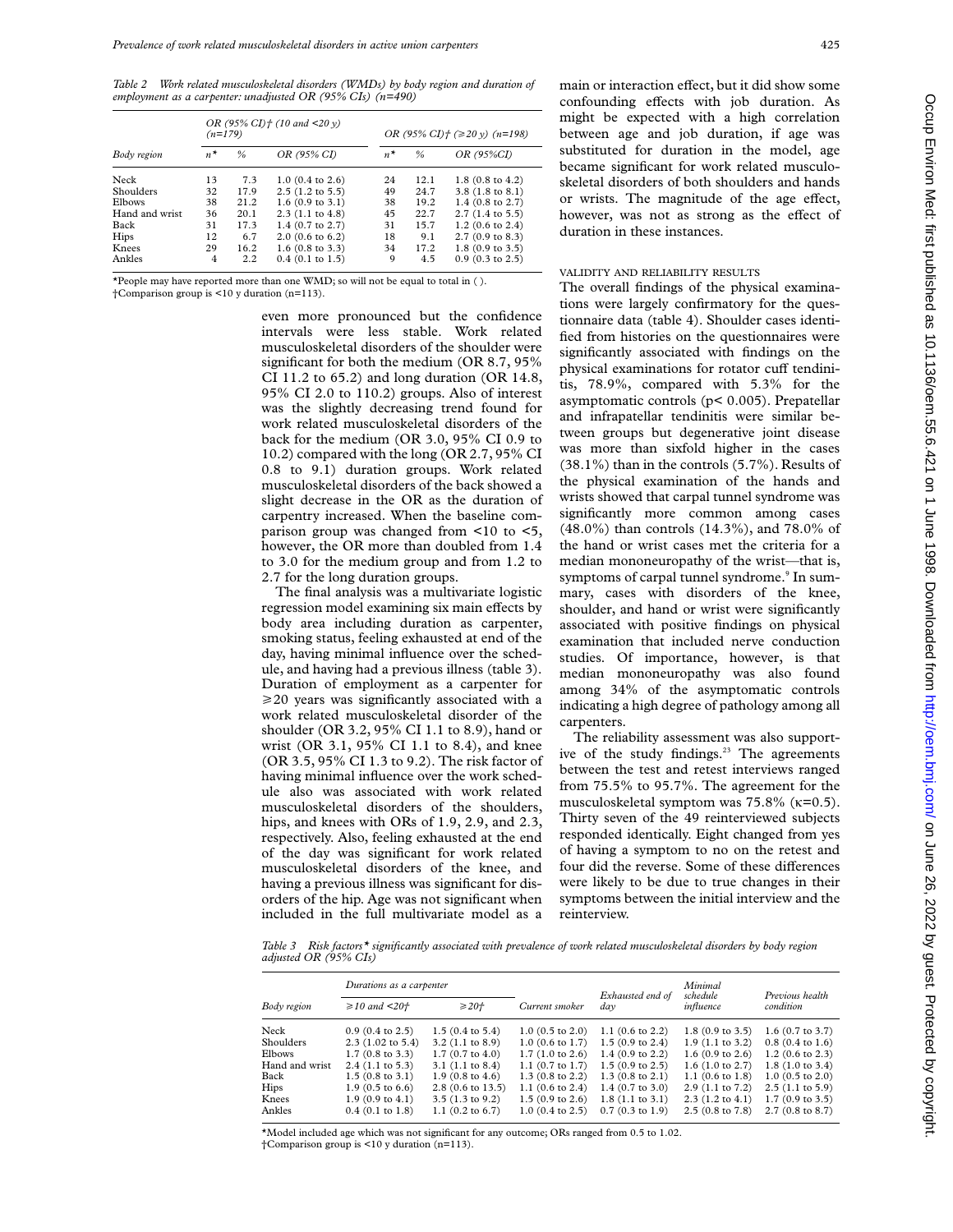*Table 2 Work related musculoskeletal disorders (WMDs) by body region and duration of employment as a carpenter: unadjusted OR (95% CIs) (n=490)*

| | OR (95% CI)† (10 and <20 y) (n=179) | | | OR (95% CI)† (≥20 y) (n=198) | | |
|---|---|---|---|---|---|---|
| Body region | n* | % | OR (95% CI) | n* | % | OR (95%CI) |
| Neck | 13 | 7.3 | 1.0 (0.4 to 2.6) | 24 | 12.1 | 1.8 (0.8 to 4.2) |
| Shoulders | 32 | 17.9 | 2.5 (1.2 to 5.5) | 49 | 24.7 | 3.8 (1.8 to 8.1) |
| Elbows | 38 | 21.2 | 1.6 (0.9 to 3.1) | 38 | 19.2 | 1.4 (0.8 to 2.7) |
| Hand and wrist | 36 | 20.1 | 2.3 (1.1 to 4.8) | 45 | 22.7 | 2.7 (1.4 to 5.5) |
| Back | 31 | 17.3 | 1.4 (0.7 to 2.7) | 31 | 15.7 | 1.2 (0.6 to 2.4) |
| Hips | 12 | 6.7 | 2.0 (0.6 to 6.2) | 18 | 9.1 | 2.7 (0.9 to 8.3) |
| Knees | 29 | 16.2 | 1.6 (0.8 to 3.3) | 34 | 17.2 | 1.8 (0.9 to 3.5) |
| Ankles | 4 | 2.2 | 0.4 (0.1 to 1.5) | 9 | 4.5 | 0.9 (0.3 to 2.5) |

*People may have reported more than one WMD; so will not be equal to total in ( ).
†Comparison group is <10 y duration (n=113).

even more pronounced but the confidence intervals were less stable. Work related musculoskeletal disorders of the shoulder were significant for both the medium (OR 8.7, 95% CI 11.2 to 65.2) and long duration (OR 14.8, 95% CI 2.0 to 110.2) groups. Also of interest was the slightly decreasing trend found for work related musculoskeletal disorders of the back for the medium (OR 3.0, 95% CI 0.9 to 10.2) compared with the long (OR 2.7, 95% CI 0.8 to 9.1) duration groups. Work related musculoskeletal disorders of the back showed a slight decrease in the OR as the duration of carpentry increased. When the baseline comparison group was changed from <10 to <5, however, the OR more than doubled from 1.4 to 3.0 for the medium group and from 1.2 to 2.7 for the long duration groups.

The final analysis was a multivariate logistic regression model examining six main effects by body area including duration as carpenter, smoking status, feeling exhausted at end of the day, having minimal influence over the schedule, and having had a previous illness (table 3). Duration of employment as a carpenter for ≥20 years was significantly associated with a work related musculoskeletal disorder of the shoulder (OR 3.2, 95% CI 1.1 to 8.9), hand or wrist (OR 3.1, 95% CI 1.1 to 8.4), and knee (OR 3.5, 95% CI 1.3 to 9.2). The risk factor of having minimal influence over the work schedule also was associated with work related musculoskeletal disorders of the shoulders, hips, and knees with ORs of 1.9, 2.9, and 2.3, respectively. Also, feeling exhausted at the end of the day was significant for work related musculoskeletal disorders of the knee, and having a previous illness was significant for disorders of the hip. Age was not significant when included in the full multivariate model as a main or interaction effect, but it did show some confounding effects with job duration. As might be expected with a high correlation between age and job duration, if age was substituted for duration in the model, age became significant for work related musculoskeletal disorders of both shoulders and hands or wrists. The magnitude of the age effect, however, was not as strong as the effect of duration in these instances.

### VALIDITY AND RELIABILITY RESULTS

The overall findings of the physical examinations were largely confirmatory for the questionnaire data (table 4). Shoulder cases identified from histories on the questionnaires were significantly associated with findings on the physical examinations for rotator cuff tendinitis, 78.9%, compared with 5.3% for the asymptomatic controls ($p< 0.005$). Prepatellar and infrapatellar tendinitis were similar between groups but degenerative joint disease was more than sixfold higher in the cases (38.1%) than in the controls (5.7%). Results of the physical examination of the hands and wrists showed that carpal tunnel syndrome was significantly more common among cases (48.0%) than controls (14.3%), and 78.0% of the hand or wrist cases met the criteria for a median mononeuropathy of the wrist—that is, symptoms of carpal tunnel syndrome.[9] In summary, cases with disorders of the knee, shoulder, and hand or wrist were significantly associated with positive findings on physical examination that included nerve conduction studies. Of importance, however, is that median mononeuropathy was also found among 34% of the asymptomatic controls indicating a high degree of pathology among all carpenters.

The reliability assessment was also supportive of the study findings.[23] The agreements between the test and retest interviews ranged from 75.5% to 95.7%. The agreement for the musculoskeletal symptom was 75.8% ($\kappa$=0.5). Thirty seven of the 49 reinterviewed subjects responded identically. Eight changed from yes of having a symptom to no on the retest and four did the reverse. Some of these differences were likely to be due to true changes in their symptoms between the initial interview and the reinterview.

*Table 3 Risk factors* significantly associated with prevalence of work related musculoskeletal disorders by body region adjusted OR (95% CIs)*

| | Durations as a carpenter | | | | | |
|---|---|---|---|---|---|---|
| Body region | ≥10 and <20† | ≥20† | Current smoker | Exhausted end of day | Minimal schedule influence | Previous health condition |
| Neck | 0.9 (0.4 to 2.5) | 1.5 (0.4 to 5.4) | 1.0 (0.5 to 2.0) | 1.1 (0.6 to 2.2) | 1.8 (0.9 to 3.5) | 1.6 (0.7 to 3.7) |
| Shoulders | 2.3 (1.02 to 5.4) | 3.2 (1.1 to 8.9) | 1.0 (0.6 to 1.7) | 1.5 (0.9 to 2.4) | 1.9 (1.1 to 3.2) | 0.8 (0.4 to 1.6) |
| Elbows | 1.7 (0.8 to 3.3) | 1.7 (0.7 to 4.0) | 1.7 (1.0 to 2.6) | 1.4 (0.9 to 2.2) | 1.6 (0.9 to 2.6) | 1.2 (0.6 to 2.3) |
| Hand and wrist | 2.4 (1.1 to 5.3) | 3.1 (1.1 to 8.4) | 1.1 (0.7 to 1.7) | 1.5 (0.9 to 2.5) | 1.6 (1.0 to 2.7) | 1.8 (1.0 to 3.4) |
| Back | 1.5 (0.8 to 3.1) | 1.9 (0.8 to 4.6) | 1.3 (0.8 to 2.2) | 1.3 (0.8 to 2.1) | 1.1 (0.6 to 1.8) | 1.0 (0.5 to 2.0) |
| Hips | 1.9 (0.5 to 6.6) | 2.8 (0.6 to 13.5) | 1.1 (0.6 to 2.4) | 1.4 (0.7 to 3.0) | 2.9 (1.1 to 7.2) | 2.5 (1.1 to 5.9) |
| Knees | 1.9 (0.9 to 4.1) | 3.5 (1.3 to 9.2) | 1.5 (0.9 to 2.6) | 1.8 (1.1 to 3.1) | 2.3 (1.2 to 4.1) | 1.7 (0.9 to 3.5) |
| Ankles | 0.4 (0.1 to 1.8) | 1.1 (0.2 to 6.7) | 1.0 (0.4 to 2.5) | 0.7 (0.3 to 1.9) | 2.5 (0.8 to 7.8) | 2.7 (0.8 to 8.7) |

*Model included age which was not significant for any outcome; ORs ranged from 0.5 to 1.02.
†Comparison group is <10 y duration (n=113).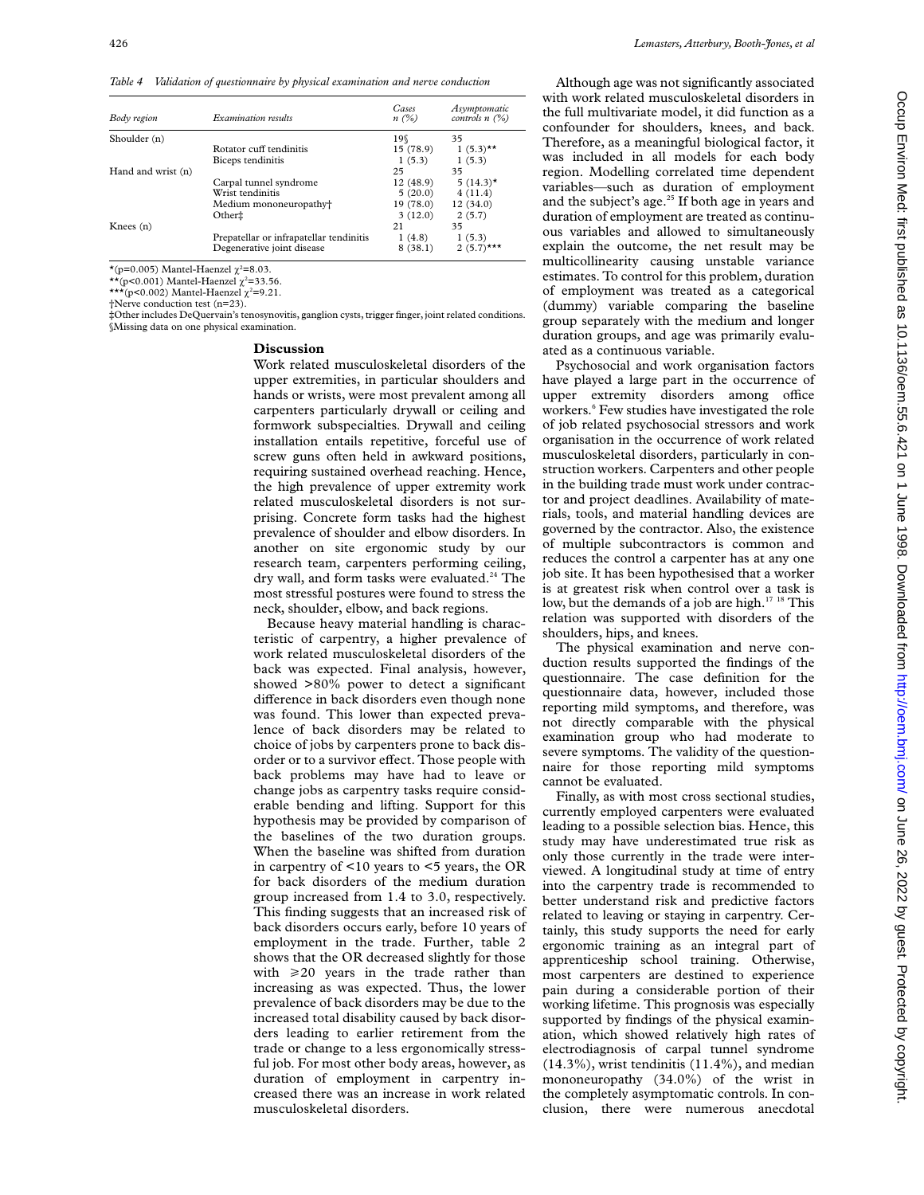*Table 4 Validation of questionnaire by physical examination and nerve conduction*

| Body region | Examination results | Cases n (%) | Asymptomatic controls n (%) |
|---|---|---|---|
| Shoulder (n) | | 19§ | 35 |
| | Rotator cuff tendinitis | 15 (78.9) | 1 (5.3)** |
| | Biceps tendinitis | 1 (5.3) | 1 (5.3) |
| Hand and wrist (n) | | 25 | 35 |
| | Carpal tunnel syndrome | 12 (48.9) | 5 (14.3)* |
| | Wrist tendinitis | 5 (20.0) | 4 (11.4) |
| | Medium mononeuropathy† | 19 (78.0) | 12 (34.0) |
| | Other‡ | 3 (12.0) | 2 (5.7) |
| Knees (n) | | 21 | 35 |
| | Prepatellar or infrapatellar tendinitis | 1 (4.8) | 1 (5.3) |
| | Degenerative joint disease | 8 (38.1) | 2 (5.7)*** |

*(p=0.005) Mantel-Haenzel $\chi^2$=8.03.
**(p<0.001) Mantel-Haenzel $\chi^2$=33.56.
***(p<0.002) Mantel-Haenzel $\chi^2$=9.21.
†Nerve conduction test (n=23).
‡Other includes DeQuervain's tenosynovitis, ganglion cysts, trigger finger, joint related conditions.
§Missing data on one physical examination.

## Discussion

Work related musculoskeletal disorders of the upper extremities, in particular shoulders and hands or wrists, were most prevalent among all carpenters particularly drywall or ceiling and formwork subspecialties. Drywall and ceiling installation entails repetitive, forceful use of screw guns often held in awkward positions, requiring sustained overhead reaching. Hence, the high prevalence of upper extremity work related musculoskeletal disorders is not surprising. Concrete form tasks had the highest prevalence of shoulder and elbow disorders. In another on site ergonomic study by our research team, carpenters performing ceiling, dry wall, and form tasks were evaluated.[24] The most stressful postures were found to stress the neck, shoulder, elbow, and back regions.

Because heavy material handling is characteristic of carpentry, a higher prevalence of work related musculoskeletal disorders of the back was expected. Final analysis, however, showed >80% power to detect a significant difference in back disorders even though none was found. This lower than expected prevalence of back disorders may be related to choice of jobs by carpenters prone to back disorder or to a survivor effect. Those people with back problems may have had to leave or change jobs as carpentry tasks require considerable bending and lifting. Support for this hypothesis may be provided by comparison of the baselines of the two duration groups. When the baseline was shifted from duration in carpentry of <10 years to <5 years, the OR for back disorders of the medium duration group increased from 1.4 to 3.0, respectively. This finding suggests that an increased risk of back disorders occurs early, before 10 years of employment in the trade. Further, table 2 shows that the OR decreased slightly for those with ⩾20 years in the trade rather than increasing as was expected. Thus, the lower prevalence of back disorders may be due to the increased total disability caused by back disorders leading to earlier retirement from the trade or change to a less ergonomically stressful job. For most other body areas, however, as duration of employment in carpentry increased there was an increase in work related musculoskeletal disorders.

Although age was not significantly associated with work related musculoskeletal disorders in the full multivariate model, it did function as a confounder for shoulders, knees, and back. Therefore, as a meaningful biological factor, it was included in all models for each body region. Modelling correlated time dependent variables—such as duration of employment and the subject's age.[25] If both age in years and duration of employment are treated as continuous variables and allowed to simultaneously explain the outcome, the net result may be multicollinearity causing unstable variance estimates. To control for this problem, duration of employment was treated as a categorical (dummy) variable comparing the baseline group separately with the medium and longer duration groups, and age was primarily evaluated as a continuous variable.

Psychosocial and work organisation factors have played a large part in the occurrence of upper extremity disorders among office workers.[6] Few studies have investigated the role of job related psychosocial stressors and work organisation in the occurrence of work related musculoskeletal disorders, particularly in construction workers. Carpenters and other people in the building trade must work under contractor and project deadlines. Availability of materials, tools, and material handling devices are governed by the contractor. Also, the existence of multiple subcontractors is common and reduces the control a carpenter has at any one job site. It has been hypothesised that a worker is at greatest risk when control over a task is low, but the demands of a job are high.[17 18] This relation was supported with disorders of the shoulders, hips, and knees.

The physical examination and nerve conduction results supported the findings of the questionnaire. The case definition for the questionnaire data, however, included those reporting mild symptoms, and therefore, was not directly comparable with the physical examination group who had moderate to severe symptoms. The validity of the questionnaire for those reporting mild symptoms cannot be evaluated.

Finally, as with most cross sectional studies, currently employed carpenters were evaluated leading to a possible selection bias. Hence, this study may have underestimated true risk as only those currently in the trade were interviewed. A longitudinal study at time of entry into the carpentry trade is recommended to better understand risk and predictive factors related to leaving or staying in carpentry. Certainly, this study supports the need for early ergonomic training as an integral part of apprenticeship school training. Otherwise, most carpenters are destined to experience pain during a considerable portion of their working lifetime. This prognosis was especially supported by findings of the physical examination, which showed relatively high rates of electrodiagnosis of carpal tunnel syndrome (14.3%), wrist tendinitis (11.4%), and median mononeuropathy (34.0%) of the wrist in the completely asymptomatic controls. In conclusion, there were numerous anecdotal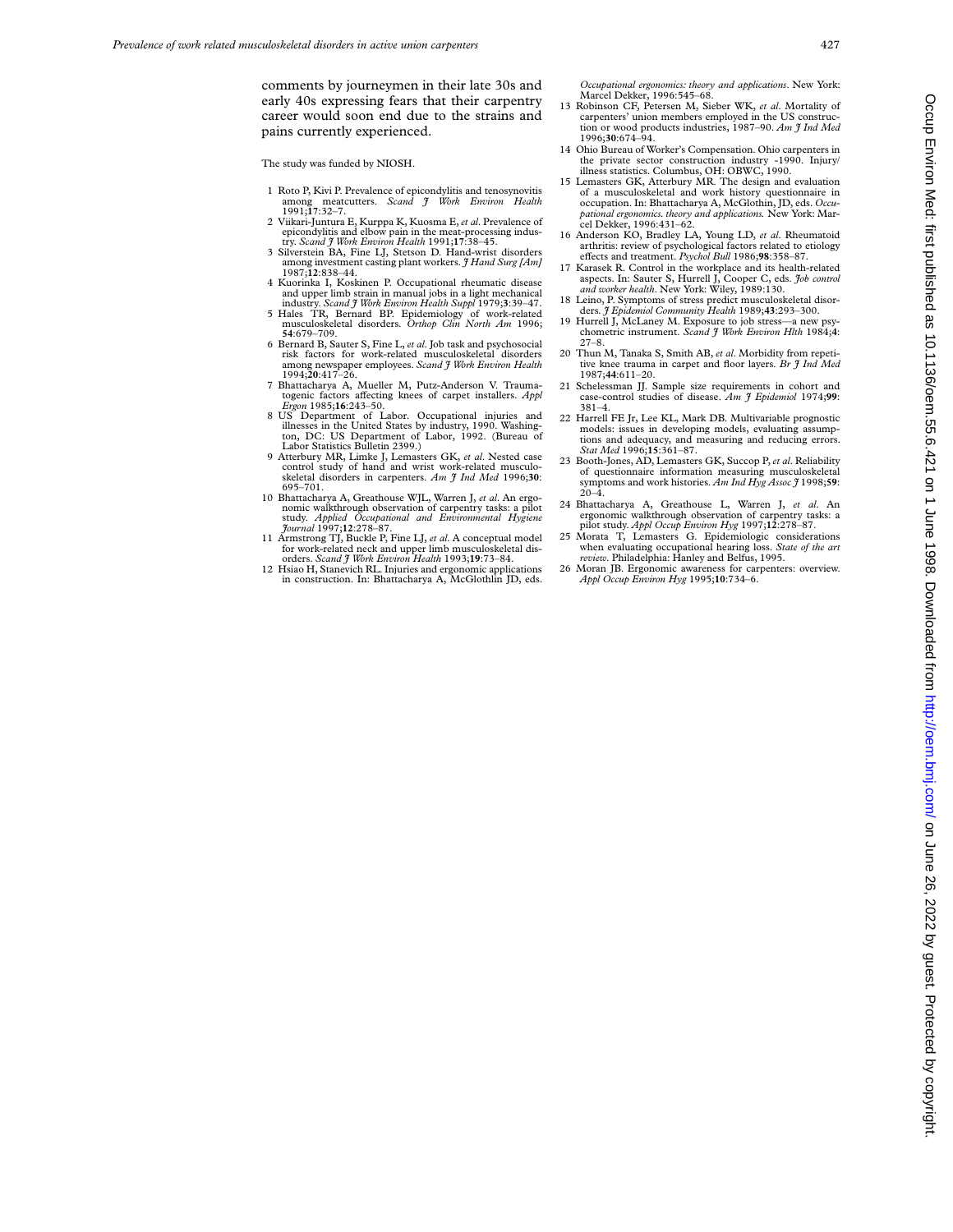comments by journeymen in their late 30s and early 40s expressing fears that their carpentry career would soon end due to the strains and pains currently experienced.

The study was funded by NIOSH.

1. Roto P, Kivi P. Prevalence of epicondylitis and tenosynovitis among meatcutters. *Scand J Work Environ Health* 1991;**17**:32–7.
2. Viikari-Juntura E, Kurppa K, Kuosma E, *et al*. Prevalence of epicondylitis and elbow pain in the meat-processing industry. *Scand J Work Environ Health* 1991;**17**:38–45.
3. Silverstein BA, Fine LJ, Stetson D. Hand-wrist disorders among investment casting plant workers. *J Hand Surg [Am]* 1987;**12**:838–44.
4. Kuorinka I, Koskinen P. Occupational rheumatic disease and upper limb strain in manual jobs in a light mechanical industry. *Scand J Work Environ Health Suppl* 1979;**3**:39–47.
5. Hales TR, Bernard BP. Epidemiology of work-related musculoskeletal disorders. *Orthop Clin North Am* 1996; **54**:679–709.
6. Bernard B, Sauter S, Fine L, *et al*. Job task and psychosocial risk factors for work-related musculoskeletal disorders among newspaper employees. *Scand J Work Environ Health* 1994;**20**:417–26.
7. Bhattacharya A, Mueller M, Putz-Anderson V. Traumatogenic factors affecting knees of carpet installers. *Appl Ergon* 1985;**16**:243–50.
8. US Department of Labor. Occupational injuries and illnesses in the United States by industry, 1990. Washington, DC: US Department of Labor, 1992. (Bureau of Labor Statistics Bulletin 2399.)
9. Atterbury MR, Limke J, Lemasters GK, *et al*. Nested case control study of hand and wrist work-related musculoskeletal disorders in carpenters. *Am J Ind Med* 1996;**30**: 695–701.
10. Bhattacharya A, Greathouse WJL, Warren J, *et al*. An ergonomic walkthrough observation of carpentry tasks: a pilot study. *Applied Occupational and Environmental Hygiene Journal* 1997;**12**:278–87.
11. Armstrong TJ, Buckle P, Fine LJ, *et al*. A conceptual model for work-related neck and upper limb musculoskeletal disorders. *Scand J Work Environ Health* 1993;**19**:73–84.
12. Hsiao H, Stanevich RL. Injuries and ergonomic applications in construction. In: Bhattacharya A, McGlothlin JD, eds. *Occupational ergonomics: theory and applications*. New York: Marcel Dekker, 1996:545–68.
13. Robinson CF, Petersen M, Sieber WK, *et al*. Mortality of carpenters' union members employed in the US construction or wood products industries, 1987–90. *Am J Ind Med* 1996;**30**:674–94.
14. Ohio Bureau of Worker's Compensation. Ohio carpenters in the private sector construction industry -1990. Injury/illness statistics. Columbus, OH: OBWC, 1990.
15. Lemasters GK, Atterbury MR. The design and evaluation of a musculoskeletal and work history questionnaire in occupation. In: Bhattacharya A, McGlothin, JD, eds. *Occupational ergonomics. theory and applications.* New York: Marcel Dekker, 1996:431–62.
16. Anderson KO, Bradley LA, Young LD, *et al*. Rheumatoid arthritis: review of psychological factors related to etiology effects and treatment. *Psychol Bull* 1986;**98**:358–87.
17. Karasek R. Control in the workplace and its health-related aspects. In: Sauter S, Hurrell J, Cooper C, eds. *Job control and worker health*. New York: Wiley, 1989:130.
18. Leino, P. Symptoms of stress predict musculoskeletal disorders. *J Epidemiol Community Health* 1989;**43**:293–300.
19. Hurrell J, McLaney M. Exposure to job stress—a new psychometric instrument. *Scand J Work Environ Hlth* 1984;**4**: 27–8.
20. Thun M, Tanaka S, Smith AB, *et al*. Morbidity from repetitive knee trauma in carpet and floor layers. *Br J Ind Med* 1987;**44**:611–20.
21. Schelessman JJ. Sample size requirements in cohort and case-control studies of disease. *Am J Epidemiol* 1974;**99**: 381–4.
22. Harrell FE Jr, Lee KL, Mark DB. Multivariable prognostic models: issues in developing models, evaluating assumptions and adequacy, and measuring and reducing errors. *Stat Med* 1996;**15**:361–87.
23. Booth-Jones, AD, Lemasters GK, Succop P, *et al*. Reliability of questionnaire information measuring musculoskeletal symptoms and work histories. *Am Ind Hyg Assoc J* 1998;**59**: 20–4.
24. Bhattacharya A, Greathouse L, Warren J, *et al*. An ergonomic walkthrough observation of carpentry tasks: a pilot study. *Appl Occup Environ Hyg* 1997;**12**:278–87.
25. Morata T, Lemasters G. Epidemiologic considerations when evaluating occupational hearing loss. *State of the art review*. Philadelphia: Hanley and Belfus, 1995.
26. Moran JB. Ergonomic awareness for carpenters: overview. *Appl Occup Environ Hyg* 1995;**10**:734–6.